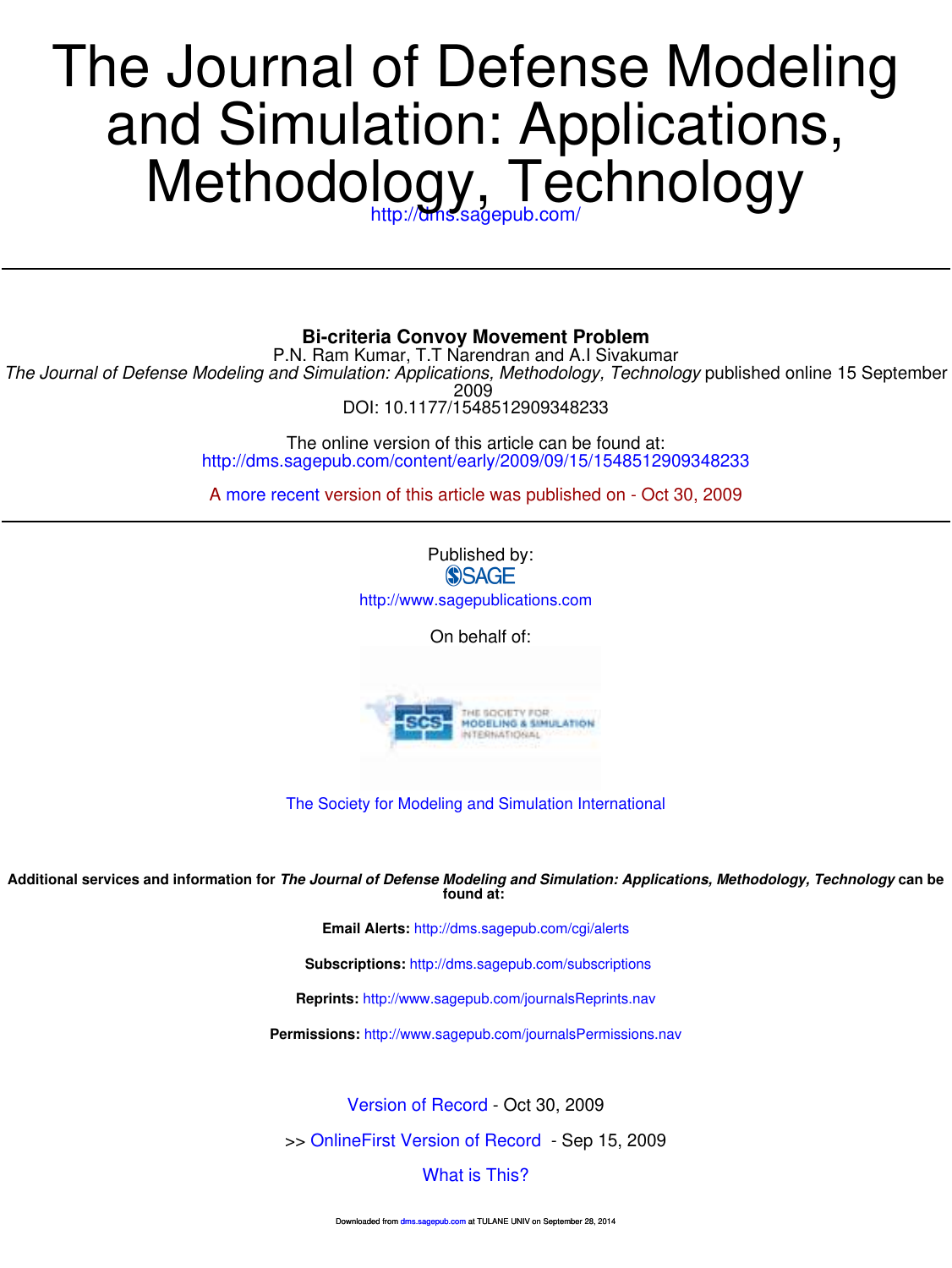# The Journal of Defense Modeling and Simulation: Applications, Methodology, Technology

http://dms.sagepub.com/

## Bi-criteria Convoy Movement Problem

P.N. Ram Kumar, T.T Narendran and A.I Sivakumar

*The Journal of Defense Modeling and Simulation: Applications, Methodology, Technology* published online 15 September 2009

DOI: 10.1177/1548512909348233

The online version of this article can be found at:
http://dms.sagepub.com/content/early/2009/09/15/1548512909348233

A more recent version of this article was published on - Oct 30, 2009

Published by:

SAGE

http://www.sagepublications.com

On behalf of:

The Society for Modeling and Simulation International

**Additional services and information for *The Journal of Defense Modeling and Simulation: Applications, Methodology, Technology* can be found at:**

**Email Alerts:** http://dms.sagepub.com/cgi/alerts

**Subscriptions:** http://dms.sagepub.com/subscriptions

**Reprints:** http://www.sagepub.com/journalsReprints.nav

**Permissions:** http://www.sagepub.com/journalsPermissions.nav

Version of Record - Oct 30, 2009

>> OnlineFirst Version of Record - Sep 15, 2009

What is This?

Downloaded from dms.sagepub.com at TULANE UNIV on September 28, 2014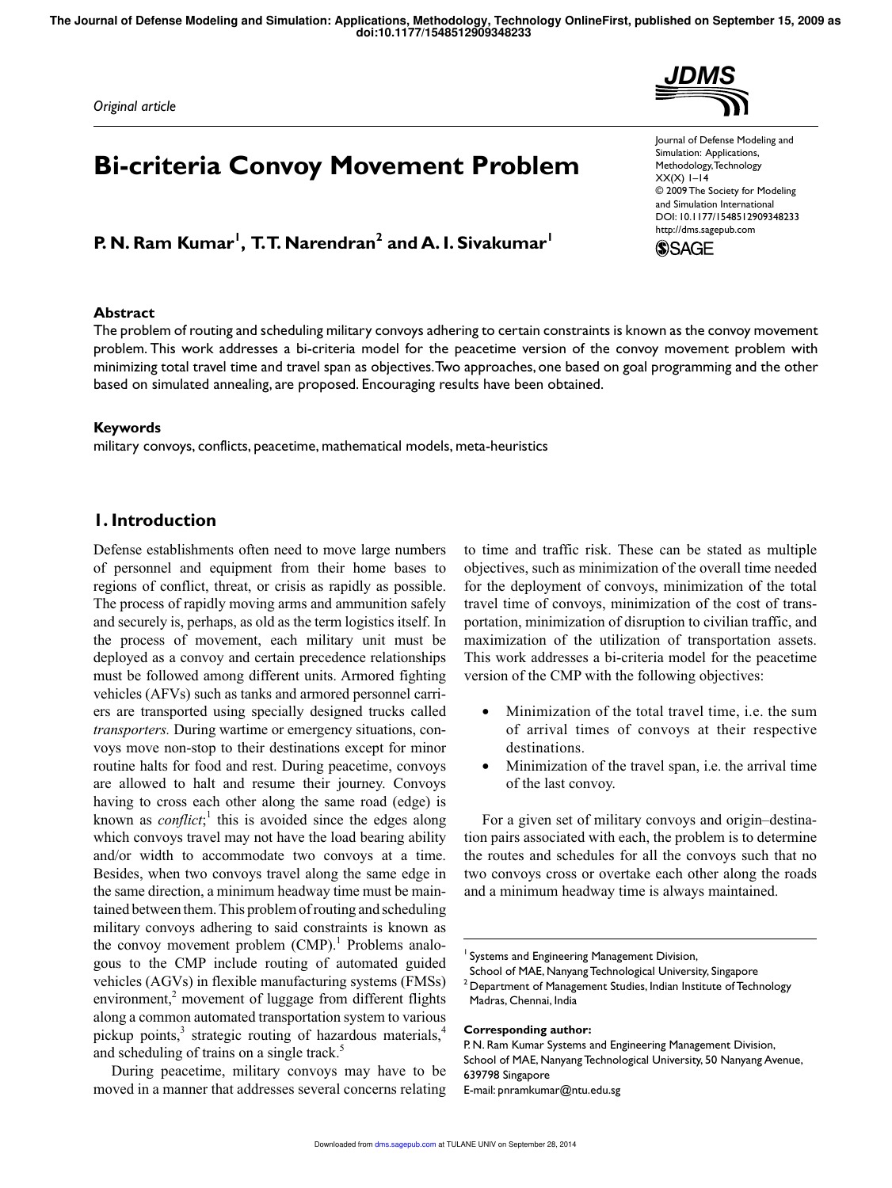*Original article*

# Bi-criteria Convoy Movement Problem

**P. N. Ram Kumar[1], T. T. Narendran[2] and A. I. Sivakumar[1]**

### Abstract

The problem of routing and scheduling military convoys adhering to certain constraints is known as the convoy movement problem. This work addresses a bi-criteria model for the peacetime version of the convoy movement problem with minimizing total travel time and travel span as objectives. Two approaches, one based on goal programming and the other based on simulated annealing, are proposed. Encouraging results have been obtained.

### Keywords

military convoys, conflicts, peacetime, mathematical models, meta-heuristics

## 1. Introduction

Defense establishments often need to move large numbers of personnel and equipment from their home bases to regions of conflict, threat, or crisis as rapidly as possible. The process of rapidly moving arms and ammunition safely and securely is, perhaps, as old as the term logistics itself. In the process of movement, each military unit must be deployed as a convoy and certain precedence relationships must be followed among different units. Armored fighting vehicles (AFVs) such as tanks and armored personnel carriers are transported using specially designed trucks called *transporters.* During wartime or emergency situations, convoys move non-stop to their destinations except for minor routine halts for food and rest. During peacetime, convoys are allowed to halt and resume their journey. Convoys having to cross each other along the same road (edge) is known as *conflict*;[1] this is avoided since the edges along which convoys travel may not have the load bearing ability and/or width to accommodate two convoys at a time. Besides, when two convoys travel along the same edge in the same direction, a minimum headway time must be maintained between them. This problem of routing and scheduling military convoys adhering to said constraints is known as the convoy movement problem (CMP).[1] Problems analogous to the CMP include routing of automated guided vehicles (AGVs) in flexible manufacturing systems (FMSs) environment,[2] movement of luggage from different flights along a common automated transportation system to various pickup points,[3] strategic routing of hazardous materials,[4] and scheduling of trains on a single track.[5]

During peacetime, military convoys may have to be moved in a manner that addresses several concerns relating to time and traffic risk. These can be stated as multiple objectives, such as minimization of the overall time needed for the deployment of convoys, minimization of the total travel time of convoys, minimization of the cost of transportation, minimization of disruption to civilian traffic, and maximization of the utilization of transportation assets. This work addresses a bi-criteria model for the peacetime version of the CMP with the following objectives:

- Minimization of the total travel time, i.e. the sum of arrival times of convoys at their respective destinations.
- Minimization of the travel span, i.e. the arrival time of the last convoy.

For a given set of military convoys and origin–destination pairs associated with each, the problem is to determine the routes and schedules for all the convoys such that no two convoys cross or overtake each other along the roads and a minimum headway time is always maintained.

---

[1] Systems and Engineering Management Division, School of MAE, Nanyang Technological University, Singapore
[2] Department of Management Studies, Indian Institute of Technology Madras, Chennai, India

**Corresponding author:**
P. N. Ram Kumar Systems and Engineering Management Division, School of MAE, Nanyang Technological University, 50 Nanyang Avenue, 639798 Singapore
E-mail: pnramkumar@ntu.edu.sg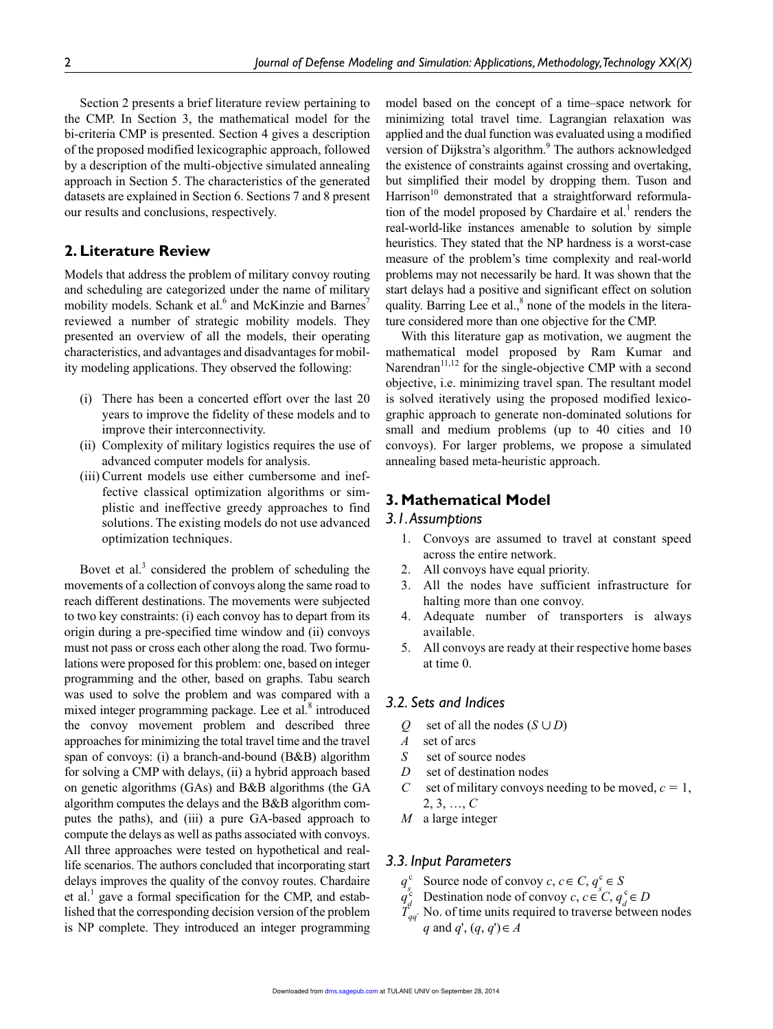Section 2 presents a brief literature review pertaining to the CMP. In Section 3, the mathematical model for the bi-criteria CMP is presented. Section 4 gives a description of the proposed modified lexicographic approach, followed by a description of the multi-objective simulated annealing approach in Section 5. The characteristics of the generated datasets are explained in Section 6. Sections 7 and 8 present our results and conclusions, respectively.

## 2. Literature Review

Models that address the problem of military convoy routing and scheduling are categorized under the name of military mobility models. Schank et al.[6] and McKinzie and Barnes[7] reviewed a number of strategic mobility models. They presented an overview of all the models, their operating characteristics, and advantages and disadvantages for mobility modeling applications. They observed the following:

- (i) There has been a concerted effort over the last 20 years to improve the fidelity of these models and to improve their interconnectivity.
- (ii) Complexity of military logistics requires the use of advanced computer models for analysis.
- (iii) Current models use either cumbersome and ineffective classical optimization algorithms or simplistic and ineffective greedy approaches to find solutions. The existing models do not use advanced optimization techniques.

Bovet et al.[3] considered the problem of scheduling the movements of a collection of convoys along the same road to reach different destinations. The movements were subjected to two key constraints: (i) each convoy has to depart from its origin during a pre-specified time window and (ii) convoys must not pass or cross each other along the road. Two formulations were proposed for this problem: one, based on integer programming and the other, based on graphs. Tabu search was used to solve the problem and was compared with a mixed integer programming package. Lee et al.[8] introduced the convoy movement problem and described three approaches for minimizing the total travel time and the travel span of convoys: (i) a branch-and-bound (B&B) algorithm for solving a CMP with delays, (ii) a hybrid approach based on genetic algorithms (GAs) and B&B algorithms (the GA algorithm computes the delays and the B&B algorithm computes the paths), and (iii) a pure GA-based approach to compute the delays as well as paths associated with convoys. All three approaches were tested on hypothetical and real-life scenarios. The authors concluded that incorporating start delays improves the quality of the convoy routes. Chardaire et al.[1] gave a formal specification for the CMP, and established that the corresponding decision version of the problem is NP complete. They introduced an integer programming model based on the concept of a time–space network for minimizing total travel time. Lagrangian relaxation was applied and the dual function was evaluated using a modified version of Dijkstra's algorithm.[9] The authors acknowledged the existence of constraints against crossing and overtaking, but simplified their model by dropping them. Tuson and Harrison[10] demonstrated that a straightforward reformulation of the model proposed by Chardaire et al.[1] renders the real-world-like instances amenable to solution by simple heuristics. They stated that the NP hardness is a worst-case measure of the problem's time complexity and real-world problems may not necessarily be hard. It was shown that the start delays had a positive and significant effect on solution quality. Barring Lee et al.,[8] none of the models in the literature considered more than one objective for the CMP.

With this literature gap as motivation, we augment the mathematical model proposed by Ram Kumar and Narendran[11,12] for the single-objective CMP with a second objective, i.e. minimizing travel span. The resultant model is solved iteratively using the proposed modified lexicographic approach to generate non-dominated solutions for small and medium problems (up to 40 cities and 10 convoys). For larger problems, we propose a simulated annealing based meta-heuristic approach.

## 3. Mathematical Model

### 3.1. Assumptions

1. Convoys are assumed to travel at constant speed across the entire network.
2. All convoys have equal priority.
3. All the nodes have sufficient infrastructure for halting more than one convoy.
4. Adequate number of transporters is always available.
5. All convoys are ready at their respective home bases at time 0.

### 3.2. Sets and Indices

- $Q$ set of all the nodes ($S \cup D$)
- $A$ set of arcs
- $S$ set of source nodes
- $D$ set of destination nodes
- $C$ set of military convoys needing to be moved, $c = 1, 2, 3, \ldots, C$
- $M$ a large integer

### 3.3. Input Parameters

- $q_s^c$ Source node of convoy $c$, $c \in C$, $q_s^c \in S$
- $q_d^c$ Destination node of convoy $c$, $c \in C$, $q_d^c \in D$
- $T_{qq'}$ No. of time units required to traverse between nodes $q$ and $q'$, $(q, q') \in A$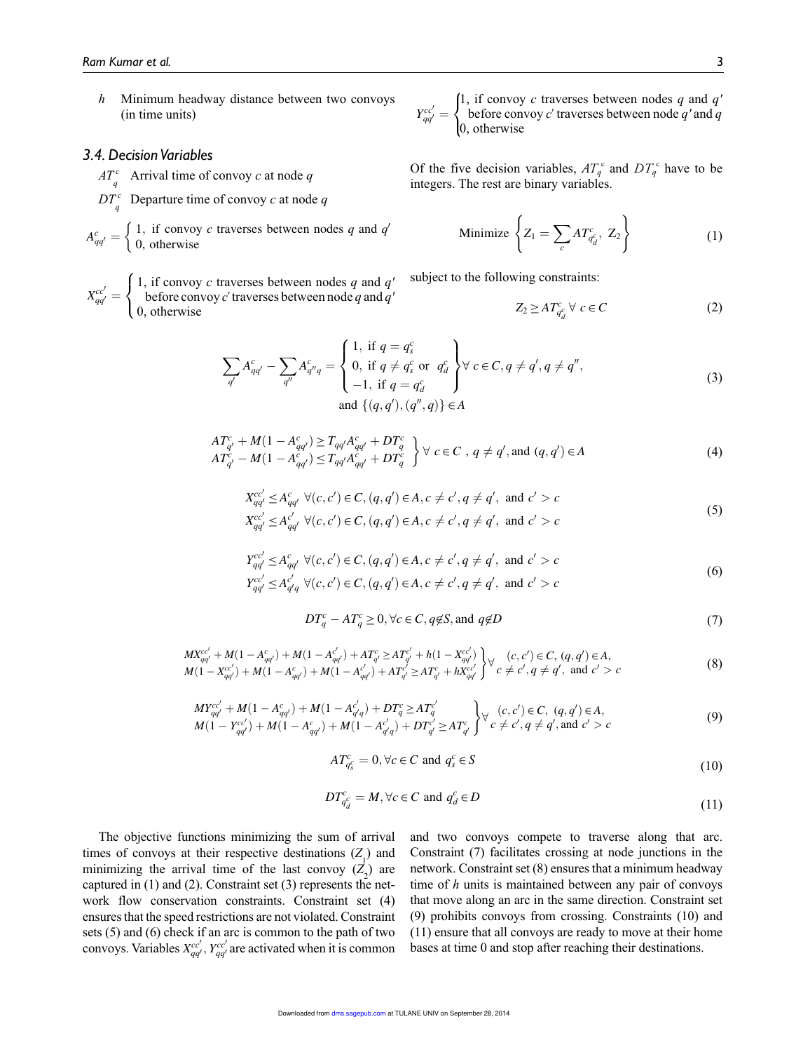$h$ Minimum headway distance between two convoys (in time units)

### 3.4. Decision Variables

$AT_q^c$ Arrival time of convoy $c$ at node $q$

$DT_q^c$ Departure time of convoy $c$ at node $q$

$$A_{qq'}^c = \begin{cases} 1, & \text{if convoy } c \text{ traverses between nodes } q \text{ and } q' \\ 0, & \text{otherwise} \end{cases}$$

$$X_{qq'}^{cc'} = \begin{cases} 1, & \text{if convoy } c \text{ traverses between nodes } q \text{ and } q' \text{ before convoy } c' \text{ traverses between node } q \text{ and } q' \\ 0, & \text{otherwise} \end{cases}$$

$$Y_{qq'}^{cc'} = \begin{cases} 1, & \text{if convoy } c \text{ traverses between nodes } q \text{ and } q' \text{ before convoy } c' \text{ traverses between node } q' \text{ and } q \\ 0, & \text{otherwise} \end{cases}$$

Of the five decision variables, $AT_q^c$ and $DT_q^c$ have to be integers. The rest are binary variables.

$$\text{Minimize } \left\{ Z_1 = \sum_c AT_{q_d^c}^c,\ Z_2 \right\} \tag{1}$$

subject to the following constraints:

$$Z_2 \geq AT_{q_d^c}^c \ \forall\ c \in C \tag{2}$$

$$\sum_{q'} A_{qq'}^c - \sum_{q''} A_{q''q}^c = \begin{cases} 1, & \text{if } q = q_s^c \\ 0, & \text{if } q \neq q_s^c \text{ or } q_d^c \\ -1, & \text{if } q = q_d^c \end{cases} \forall\ c \in C, q \neq q', q \neq q'', \text{ and } \{(q,q'),(q'',q)\} \in A \tag{3}$$

$$\left. \begin{array}{l} AT_{q'}^c + M(1 - A_{qq'}^c) \geq T_{qq'} A_{qq'}^c + DT_q^c \\ AT_{q'}^c - M(1 - A_{qq'}^c) \leq T_{qq'} A_{qq'}^c + DT_q^c \end{array} \right\} \forall\ c \in C,\ q \neq q', \text{and } (q,q') \in A \tag{4}$$

$$\begin{array}{l} X_{qq'}^{cc'} \leq A_{qq'}^c \ \ \forall (c,c') \in C, (q,q') \in A, c \neq c', q \neq q', \text{ and } c' > c \\ X_{qq'}^{cc'} \leq A_{qq'}^{c'} \ \ \forall (c,c') \in C, (q,q') \in A, c \neq c', q \neq q', \text{ and } c' > c \end{array} \tag{5}$$

$$\begin{array}{l} Y_{qq'}^{cc'} \leq A_{qq'}^c \ \ \forall (c,c') \in C, (q,q') \in A, c \neq c', q \neq q', \text{ and } c' > c \\ Y_{qq'}^{cc'} \leq A_{q'q}^{c'} \ \ \forall (c,c') \in C, (q,q') \in A, c \neq c', q \neq q', \text{ and } c' > c \end{array} \tag{6}$$

$$DT_q^c - AT_q^c \geq 0, \forall c \in C, q \notin S, \text{and } q \notin D \tag{7}$$

$$\left. \begin{array}{l} MX_{qq'}^{cc'} + M(1 - A_{qq'}^c) + M(1 - A_{qq'}^{c'}) + AT_{q'}^c \geq AT_{q'}^{c'} + h(1 - X_{qq'}^{cc'}) \\ M(1 - X_{qq'}^{cc'}) + M(1 - A_{qq'}^c) + M(1 - A_{qq'}^{c'}) + AT_{q'}^{c'} \geq AT_{q'}^c + hX_{qq'}^{cc'} \end{array} \right\} \forall \begin{array}{l} (c,c') \in C, (q,q') \in A, \\ c \neq c', q \neq q', \text{ and } c' > c \end{array} \tag{8}$$

$$\left. \begin{array}{l} MY_{qq'}^{cc'} + M(1 - A_{qq'}^c) + M(1 - A_{q'q}^{c'}) + DT_q^c \geq AT_q^{c'} \\ M(1 - Y_{qq'}^{cc'}) + M(1 - A_{qq'}^c) + M(1 - A_{q'q}^{c'}) + DT_{q'}^{c'} \geq AT_{q'}^c \end{array} \right\} \forall \begin{array}{l} (c,c') \in C,\ (q,q') \in A, \\ c \neq c', q \neq q', \text{and } c' > c \end{array} \tag{9}$$

$$AT_{q_s^c}^c = 0, \forall c \in C \text{ and } q_s^c \in S \tag{10}$$

$$DT_{q_d^c}^c = M, \forall c \in C \text{ and } q_d^c \in D \tag{11}$$

The objective functions minimizing the sum of arrival times of convoys at their respective destinations ($Z_1$) and minimizing the arrival time of the last convoy ($Z_2$) are captured in (1) and (2). Constraint set (3) represents the network flow conservation constraints. Constraint set (4) ensures that the speed restrictions are not violated. Constraint sets (5) and (6) check if an arc is common to the path of two convoys. Variables $X_{qq'}^{cc'}, Y_{qq'}^{cc'}$ are activated when it is common and two convoys compete to traverse along that arc. Constraint (7) facilitates crossing at node junctions in the network. Constraint set (8) ensures that a minimum headway time of $h$ units is maintained between any pair of convoys that move along an arc in the same direction. Constraint set (9) prohibits convoys from crossing. Constraints (10) and (11) ensure that all convoys are ready to move at their home bases at time 0 and stop after reaching their destinations.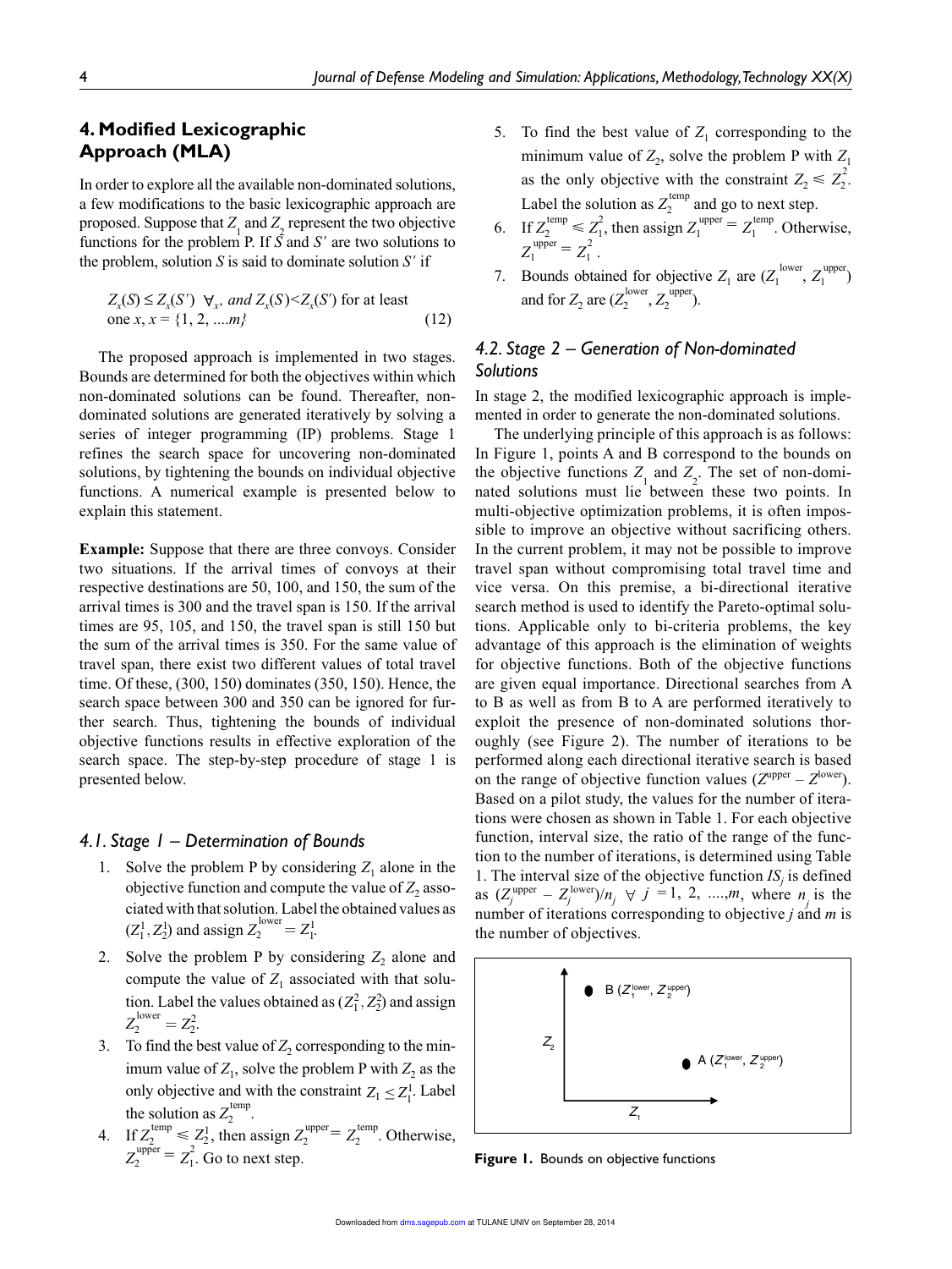## 4. Modified Lexicographic Approach (MLA)

In order to explore all the available non-dominated solutions, a few modifications to the basic lexicographic approach are proposed. Suppose that $Z_1$ and $Z_2$ represent the two objective functions for the problem P. If $S$ and $S'$ are two solutions to the problem, solution $S$ is said to dominate solution $S'$ if

$$Z_x(S) \leq Z_x(S') \ \ \forall_x, \text{ and } Z_x(S) < Z_x(S') \text{ for at least one } x, x = \{1, 2, ....m\} \tag{12}$$

The proposed approach is implemented in two stages. Bounds are determined for both the objectives within which non-dominated solutions can be found. Thereafter, non-dominated solutions are generated iteratively by solving a series of integer programming (IP) problems. Stage 1 refines the search space for uncovering non-dominated solutions, by tightening the bounds on individual objective functions. A numerical example is presented below to explain this statement.

**Example:** Suppose that there are three convoys. Consider two situations. If the arrival times of convoys at their respective destinations are 50, 100, and 150, the sum of the arrival times is 300 and the travel span is 150. If the arrival times are 95, 105, and 150, the travel span is still 150 but the sum of the arrival times is 350. For the same value of travel span, there exist two different values of total travel time. Of these, (300, 150) dominates (350, 150). Hence, the search space between 300 and 350 can be ignored for further search. Thus, tightening the bounds of individual objective functions results in effective exploration of the search space. The step-by-step procedure of stage 1 is presented below.

### 4.1. Stage 1 – Determination of Bounds

1. Solve the problem P by considering $Z_1$ alone in the objective function and compute the value of $Z_2$ associated with that solution. Label the obtained values as $(Z_1^1, Z_2^1)$ and assign $Z_2^{\text{lower}} = Z_1^1$.
2. Solve the problem P by considering $Z_2$ alone and compute the value of $Z_1$ associated with that solution. Label the values obtained as $(Z_1^2, Z_2^2)$ and assign $Z_2^{\text{lower}} = Z_2^2$.
3. To find the best value of $Z_2$ corresponding to the minimum value of $Z_1$, solve the problem P with $Z_2$ as the only objective and with the constraint $Z_1 \leq Z_1^1$. Label the solution as $Z_2^{\text{temp}}$.
4. If $Z_2^{\text{temp}} \leqslant Z_2^1$, then assign $Z_2^{\text{upper}} = Z_2^{\text{temp}}$. Otherwise, $Z_2^{\text{upper}} = Z_1^2$. Go to next step.
5. To find the best value of $Z_1$ corresponding to the minimum value of $Z_2$, solve the problem P with $Z_1$ as the only objective with the constraint $Z_2 \leqslant Z_2^2$. Label the solution as $Z_2^{\text{temp}}$ and go to next step.
6. If $Z_2^{\text{temp}} \leqslant Z_1^2$, then assign $Z_1^{\text{upper}} = Z_1^{\text{temp}}$. Otherwise, $Z_1^{\text{upper}} = Z_1^2$.
7. Bounds obtained for objective $Z_1$ are $(Z_1^{\text{lower}}, Z_1^{\text{upper}})$ and for $Z_2$ are $(Z_2^{\text{lower}}, Z_2^{\text{upper}})$.

### 4.2. Stage 2 – Generation of Non-dominated Solutions

In stage 2, the modified lexicographic approach is implemented in order to generate the non-dominated solutions.

The underlying principle of this approach is as follows: In Figure 1, points A and B correspond to the bounds on the objective functions $Z_1$ and $Z_2$. The set of non-dominated solutions must lie between these two points. In multi-objective optimization problems, it is often impossible to improve an objective without sacrificing others. In the current problem, it may not be possible to improve travel span without compromising total travel time and vice versa. On this premise, a bi-directional iterative search method is used to identify the Pareto-optimal solutions. Applicable only to bi-criteria problems, the key advantage of this approach is the elimination of weights for objective functions. Both of the objective functions are given equal importance. Directional searches from A to B as well as from B to A are performed iteratively to exploit the presence of non-dominated solutions thoroughly (see Figure 2). The number of iterations to be performed along each directional iterative search is based on the range of objective function values ($Z^{\text{upper}} - Z^{\text{lower}}$). Based on a pilot study, the values for the number of iterations were chosen as shown in Table 1. For each objective function, interval size, the ratio of the range of the function to the number of iterations, is determined using Table 1. The interval size of the objective function $IS_j$ is defined as $(Z_j^{\text{upper}} - Z_j^{\text{lower}})/n_j \ \forall \ j = 1, 2, ....,m$, where $n_j$ is the number of iterations corresponding to objective $j$ and $m$ is the number of objectives.

B $(Z_1^{\text{lower}}, Z_2^{\text{upper}})$

A $(Z_1^{\text{lower}}, Z_2^{\text{upper}})$

$Z_2$

$Z_1$

**Figure 1.** Bounds on objective functions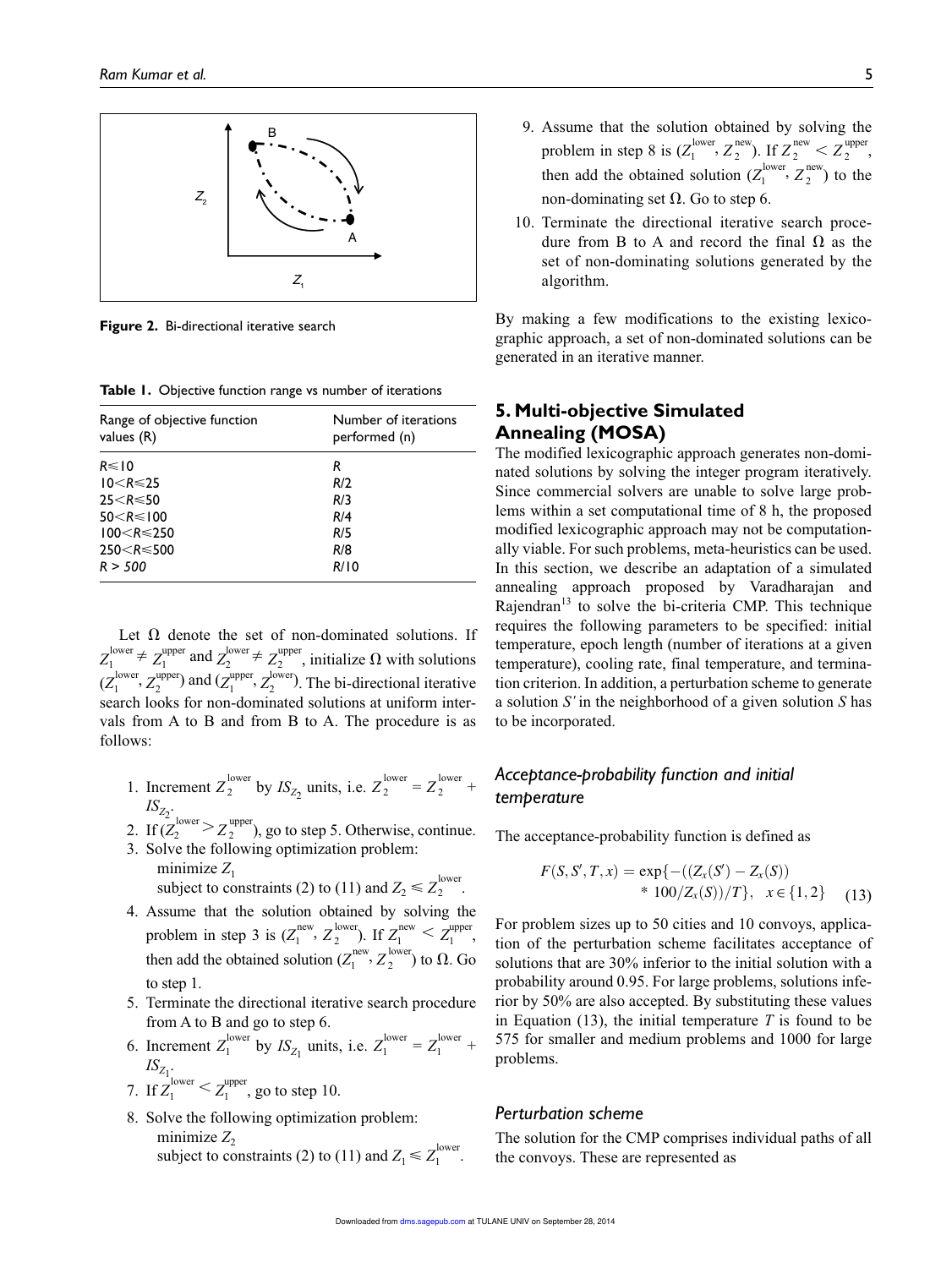**Figure 2.** Bi-directional iterative search

**Table 1.** Objective function range vs number of iterations

| Range of objective function values (R) | Number of iterations performed (n) |
|---|---|
| $R \leq 10$ | R |
| $10 < R \leq 25$ | R/2 |
| $25 < R \leq 50$ | R/3 |
| $50 < R \leq 100$ | R/4 |
| $100 < R \leq 250$ | R/5 |
| $250 < R \leq 500$ | R/8 |
| $R > 500$ | R/10 |

Let $\Omega$ denote the set of non-dominated solutions. If $Z_1^{\text{lower}} \neq Z_1^{\text{upper}}$ and $Z_2^{\text{lower}} \neq Z_2^{\text{upper}}$, initialize $\Omega$ with solutions $(Z_1^{\text{lower}}, Z_2^{\text{upper}})$ and $(Z_1^{\text{upper}}, Z_2^{\text{lower}})$. The bi-directional iterative search looks for non-dominated solutions at uniform intervals from A to B and from B to A. The procedure is as follows:

1. Increment $Z_2^{\text{lower}}$ by $IS_{Z_2}$ units, i.e. $Z_2^{\text{lower}} = Z_2^{\text{lower}} + IS_{Z_2}$.
2. If $(Z_2^{\text{lower}} > Z_2^{\text{upper}})$, go to step 5. Otherwise, continue.
3. Solve the following optimization problem:
   minimize $Z_1$
   subject to constraints (2) to (11) and $Z_2 \leq Z_2^{\text{lower}}$.
4. Assume that the solution obtained by solving the problem in step 3 is $(Z_1^{\text{new}}, Z_2^{\text{lower}})$. If $Z_1^{\text{new}} < Z_1^{\text{upper}}$, then add the obtained solution $(Z_1^{\text{new}}, Z_2^{\text{lower}})$ to $\Omega$. Go to step 1.
5. Terminate the directional iterative search procedure from A to B and go to step 6.
6. Increment $Z_1^{\text{lower}}$ by $IS_{Z_1}$ units, i.e. $Z_1^{\text{lower}} = Z_1^{\text{lower}} + IS_{Z_1}$.
7. If $Z_1^{\text{lower}} < Z_1^{\text{upper}}$, go to step 10.
8. Solve the following optimization problem:
   minimize $Z_2$
   subject to constraints (2) to (11) and $Z_1 \leq Z_1^{\text{lower}}$.
9. Assume that the solution obtained by solving the problem in step 8 is $(Z_1^{\text{lower}}, Z_2^{\text{new}})$. If $Z_2^{\text{new}} < Z_2^{\text{upper}}$, then add the obtained solution $(Z_1^{\text{lower}}, Z_2^{\text{new}})$ to the non-dominating set $\Omega$. Go to step 6.
10. Terminate the directional iterative search procedure from B to A and record the final $\Omega$ as the set of non-dominating solutions generated by the algorithm.

By making a few modifications to the existing lexicographic approach, a set of non-dominated solutions can be generated in an iterative manner.

## 5. Multi-objective Simulated Annealing (MOSA)

The modified lexicographic approach generates non-dominated solutions by solving the integer program iteratively. Since commercial solvers are unable to solve large problems within a set computational time of 8 h, the proposed modified lexicographic approach may not be computationally viable. For such problems, meta-heuristics can be used. In this section, we describe an adaptation of a simulated annealing approach proposed by Varadharajan and Rajendran[13] to solve the bi-criteria CMP. This technique requires the following parameters to be specified: initial temperature, epoch length (number of iterations at a given temperature), cooling rate, final temperature, and termination criterion. In addition, a perturbation scheme to generate a solution $S'$ in the neighborhood of a given solution $S$ has to be incorporated.

### *Acceptance-probability function and initial temperature*

The acceptance-probability function is defined as

$$F(S, S', T, x) = \exp\{-((Z_x(S') - Z_x(S)) * 100/Z_x(S))/T\}, \quad x \in \{1, 2\} \tag{13}$$

For problem sizes up to 50 cities and 10 convoys, application of the perturbation scheme facilitates acceptance of solutions that are 30% inferior to the initial solution with a probability around 0.95. For large problems, solutions inferior by 50% are also accepted. By substituting these values in Equation (13), the initial temperature $T$ is found to be 575 for smaller and medium problems and 1000 for large problems.

### *Perturbation scheme*

The solution for the CMP comprises individual paths of all the convoys. These are represented as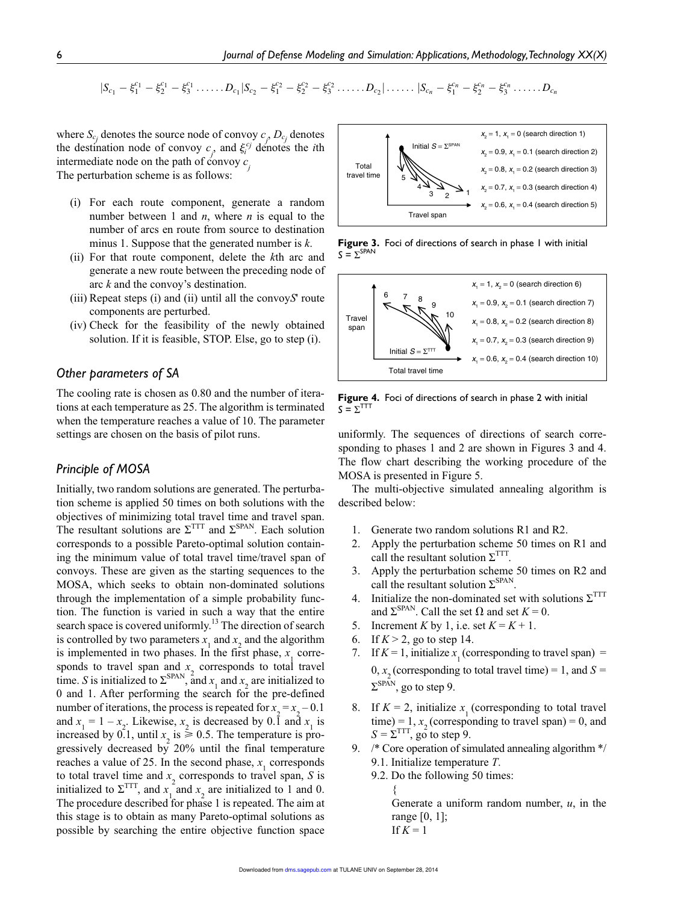$$|S_{c_1} - \xi_1^{c_1} - \xi_2^{c_1} - \xi_3^{c_1} \ldots\ldots D_{c_1}|S_{c_2} - \xi_1^{c_2} - \xi_2^{c_2} - \xi_3^{c_2} \ldots\ldots D_{c_2}| \ldots\ldots |S_{c_n} - \xi_1^{c_n} - \xi_2^{c_n} - \xi_3^{c_n} \ldots\ldots D_{c_n}$$

where $S_{c_j}$ denotes the source node of convoy $c_j$, $D_{c_j}$ denotes the destination node of convoy $c_j$, and $\xi_i^{c_j}$ denotes the $i$th intermediate node on the path of convoy $c_j$

The perturbation scheme is as follows:

(i) For each route component, generate a random number between 1 and $n$, where $n$ is equal to the number of arcs en route from source to destination minus 1. Suppose that the generated number is $k$.
(ii) For that route component, delete the $k$th arc and generate a new route between the preceding node of arc $k$ and the convoy's destination.
(iii) Repeat steps (i) and (ii) until all the convoy*S*' route components are perturbed.
(iv) Check for the feasibility of the newly obtained solution. If it is feasible, STOP. Else, go to step (i).

### Other parameters of SA

The cooling rate is chosen as 0.80 and the number of iterations at each temperature as 25. The algorithm is terminated when the temperature reaches a value of 10. The parameter settings are chosen on the basis of pilot runs.

### Principle of MOSA

Initially, two random solutions are generated. The perturbation scheme is applied 50 times on both solutions with the objectives of minimizing total travel time and travel span. The resultant solutions are $\Sigma^{\text{TTT}}$ and $\Sigma^{\text{SPAN}}$. Each solution corresponds to a possible Pareto-optimal solution containing the minimum value of total travel time/travel span of convoys. These are given as the starting sequences to the MOSA, which seeks to obtain non-dominated solutions through the implementation of a simple probability function. The function is varied in such a way that the entire search space is covered uniformly.[13] The direction of search is controlled by two parameters $x_1$ and $x_2$ and the algorithm is implemented in two phases. In the first phase, $x_1$ corresponds to travel span and $x_2$ corresponds to total travel time. $S$ is initialized to $\Sigma^{\text{SPAN}}$, and $x_1$ and $x_2$ are initialized to 0 and 1. After performing the search for the pre-defined number of iterations, the process is repeated for $x_2 = x_2 - 0.1$ and $x_1 = 1 - x_2$. Likewise, $x_2$ is decreased by 0.1 and $x_1$ is increased by 0.1, until $x_2$ is $\geqslant 0.5$. The temperature is progressively decreased by 20% until the final temperature reaches a value of 25. In the second phase, $x_1$ corresponds to total travel time and $x_2$ corresponds to travel span, $S$ is initialized to $\Sigma^{\text{TTT}}$, and $x_1$ and $x_2$ are initialized to 1 and 0. The procedure described for phase 1 is repeated. The aim at this stage is to obtain as many Pareto-optimal solutions as possible by searching the entire objective function space uniformly. The sequences of directions of search corresponding to phases 1 and 2 are shown in Figures 3 and 4. The flow chart describing the working procedure of the MOSA is presented in Figure 5.

**Figure 3.** Foci of directions of search in phase 1 with initial $S = \Sigma^{\text{SPAN}}$

**Figure 4.** Foci of directions of search in phase 2 with initial $S = \Sigma^{\text{TTT}}$

The multi-objective simulated annealing algorithm is described below:

1. Generate two random solutions R1 and R2.
2. Apply the perturbation scheme 50 times on R1 and call the resultant solution $\Sigma^{\text{TTT}}$.
3. Apply the perturbation scheme 50 times on R2 and call the resultant solution $\Sigma^{\text{SPAN}}$.
4. Initialize the non-dominated set with solutions $\Sigma^{\text{TTT}}$ and $\Sigma^{\text{SPAN}}$. Call the set $\Omega$ and set $K = 0$.
5. Increment $K$ by 1, i.e. set $K = K + 1$.
6. If $K > 2$, go to step 14.
7. If $K = 1$, initialize $x_1$ (corresponding to travel span) = 0, $x_2$ (corresponding to total travel time) = 1, and $S = \Sigma^{\text{SPAN}}$, go to step 9.
8. If $K = 2$, initialize $x_1$ (corresponding to total travel time) = 1, $x_2$ (corresponding to travel span) = 0, and $S = \Sigma^{\text{TTT}}$, go to step 9.
9. /* Core operation of simulated annealing algorithm */
   9.1. Initialize temperature $T$.
   9.2. Do the following 50 times:
   {
   Generate a uniform random number, $u$, in the range [0, 1];
   If $K = 1$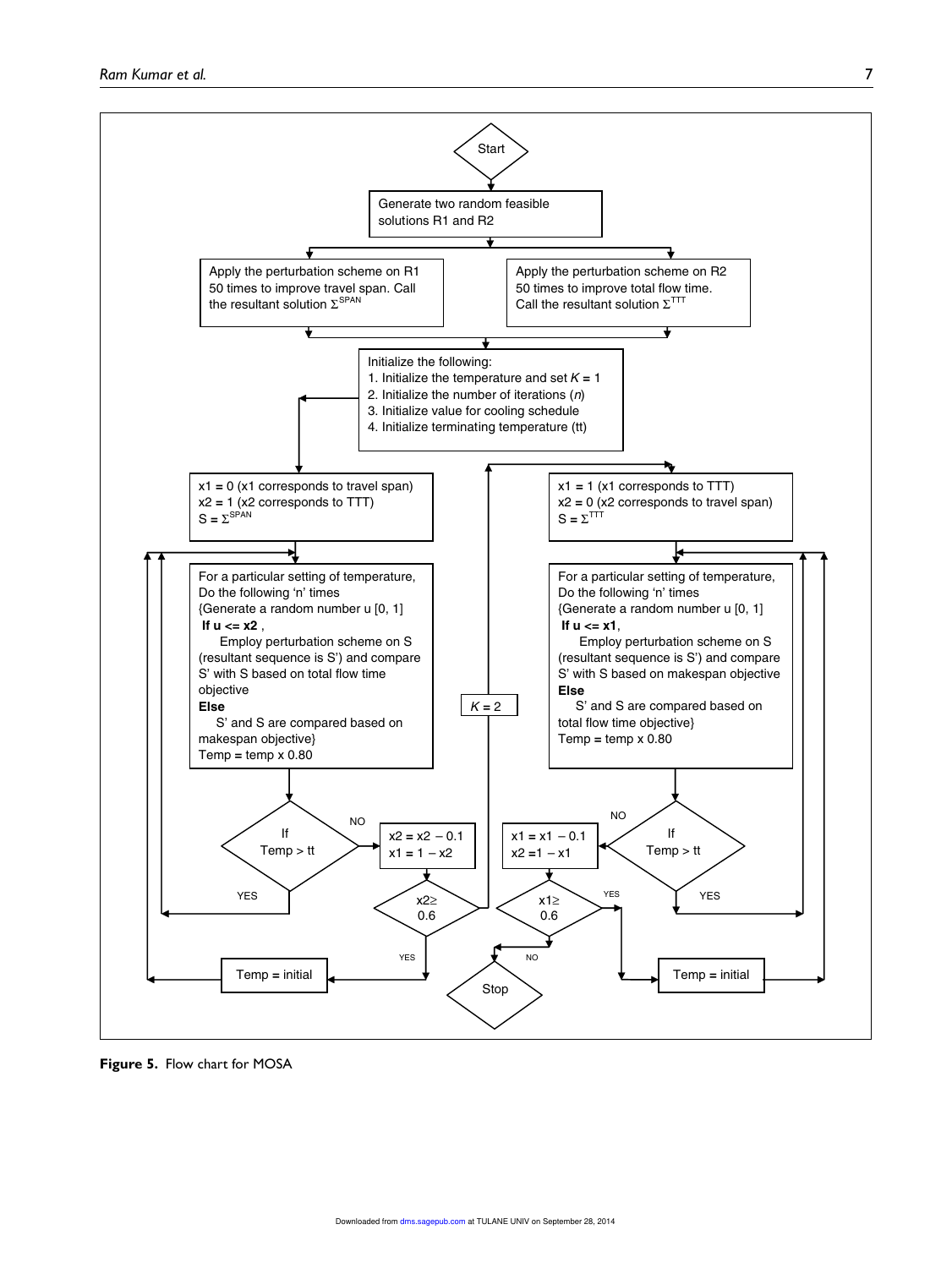Start

Generate two random feasible solutions R1 and R2

Apply the perturbation scheme on R1 50 times to improve travel span. Call the resultant solution $\Sigma^{SPAN}$

Apply the perturbation scheme on R2 50 times to improve total flow time. Call the resultant solution $\Sigma^{TTT}$

Initialize the following:
1. Initialize the temperature and set $K$ = 1
2. Initialize the number of iterations ($n$)
3. Initialize value for cooling schedule
4. Initialize terminating temperature (tt)

x1 = 0 (x1 corresponds to travel span)
x2 = 1 (x2 corresponds to TTT)
S = $\Sigma^{SPAN}$

For a particular setting of temperature,
Do the following 'n' times
{Generate a random number u [0, 1]
**If u <= x2** ,
Employ perturbation scheme on S (resultant sequence is S') and compare S' with S based on total flow time objective
**Else**
S' and S are compared based on makespan objective}
Temp = temp x 0.80

If Temp > tt

YES

NO

x2 = x2 – 0.1
x1 = 1 – x2

x2≥ 0.6

YES

Temp = initial

$K$ = 2

x1 = 1 (x1 corresponds to TTT)
x2 = 0 (x2 corresponds to travel span)
S = $\Sigma^{TTT}$

For a particular setting of temperature,
Do the following 'n' times
{Generate a random number u [0, 1]
**If u <= x1**,
Employ perturbation scheme on S (resultant sequence is S') and compare S' with S based on makespan objective
**Else**
S' and S are compared based on total flow time objective}
Temp = temp x 0.80

If Temp > tt

YES

NO

x1 = x1 – 0.1
x2 =1 – x1

x1≥ 0.6

YES

Temp = initial

NO

Stop

**Figure 5.** Flow chart for MOSA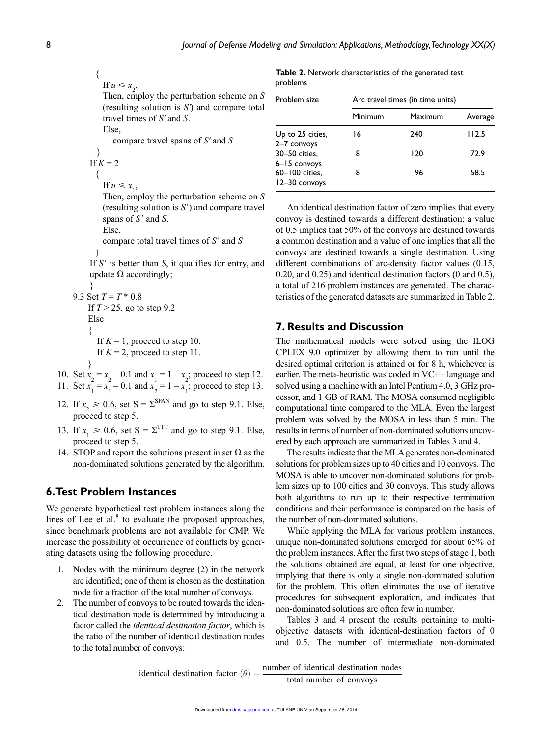{
  If $u \leqslant x_2$,
  Then, employ the perturbation scheme on $S$ (resulting solution is $S'$) and compare total travel times of $S'$ and $S$.
  Else,
    compare travel spans of $S'$ and $S$
}
If $K = 2$
{
  If $u \leqslant x_1$,
  Then, employ the perturbation scheme on $S$ (resulting solution is $S'$) and compare travel spans of $S'$ and $S$.
  Else,
  compare total travel times of $S'$ and $S$
}
If $S'$ is better than $S$, it qualifies for entry, and update $\Omega$ accordingly;
}

9.3 Set $T = T * 0.8$
If $T > 25$, go to step 9.2
Else
{
  If $K = 1$, proceed to step 10.
  If $K = 2$, proceed to step 11.
}

10. Set $x_2 = x_2 - 0.1$ and $x_1 = 1 - x_2$; proceed to step 12.
11. Set $x_1 = x_1 - 0.1$ and $x_2 = 1 - x_1$; proceed to step 13.
12. If $x_2 \geqslant 0.6$, set $S = \Sigma^{SPAN}$ and go to step 9.1. Else, proceed to step 5.
13. If $x_1 \geqslant 0.6$, set $S = \Sigma^{TTT}$ and go to step 9.1. Else, proceed to step 5.
14. STOP and report the solutions present in set $\Omega$ as the non-dominated solutions generated by the algorithm.

## 6. Test Problem Instances

We generate hypothetical test problem instances along the lines of Lee et al.[8] to evaluate the proposed approaches, since benchmark problems are not available for CMP. We increase the possibility of occurrence of conflicts by generating datasets using the following procedure.

1. Nodes with the minimum degree (2) in the network are identified; one of them is chosen as the destination node for a fraction of the total number of convoys.
2. The number of convoys to be routed towards the identical destination node is determined by introducing a factor called the *identical destination factor*, which is the ratio of the number of identical destination nodes to the total number of convoys:

$$\text{identical destination factor } (\theta) = \frac{\text{number of identical destination nodes}}{\text{total number of convoys}}$$

**Table 2.** Network characteristics of the generated test problems

| Problem size | Arc travel times (in time units) | | |
|---|---|---|---|
| | Minimum | Maximum | Average |
| Up to 25 cities, 2–7 convoys | 16 | 240 | 112.5 |
| 30–50 cities, 6–15 convoys | 8 | 120 | 72.9 |
| 60–100 cities, 12–30 convoys | 8 | 96 | 58.5 |

An identical destination factor of zero implies that every convoy is destined towards a different destination; a value of 0.5 implies that 50% of the convoys are destined towards a common destination and a value of one implies that all the convoys are destined towards a single destination. Using different combinations of arc-density factor values (0.15, 0.20, and 0.25) and identical destination factors (0 and 0.5), a total of 216 problem instances are generated. The characteristics of the generated datasets are summarized in Table 2.

## 7. Results and Discussion

The mathematical models were solved using the ILOG CPLEX 9.0 optimizer by allowing them to run until the desired optimal criterion is attained or for 8 h, whichever is earlier. The meta-heuristic was coded in VC++ language and solved using a machine with an Intel Pentium 4.0, 3 GHz processor, and 1 GB of RAM. The MOSA consumed negligible computational time compared to the MLA. Even the largest problem was solved by the MOSA in less than 5 min. The results in terms of number of non-dominated solutions uncovered by each approach are summarized in Tables 3 and 4.

The results indicate that the MLA generates non-dominated solutions for problem sizes up to 40 cities and 10 convoys. The MOSA is able to uncover non-dominated solutions for problem sizes up to 100 cities and 30 convoys. This study allows both algorithms to run up to their respective termination conditions and their performance is compared on the basis of the number of non-dominated solutions.

While applying the MLA for various problem instances, unique non-dominated solutions emerged for about 65% of the problem instances. After the first two steps of stage 1, both the solutions obtained are equal, at least for one objective, implying that there is only a single non-dominated solution for the problem. This often eliminates the use of iterative procedures for subsequent exploration, and indicates that non-dominated solutions are often few in number.

Tables 3 and 4 present the results pertaining to multi-objective datasets with identical-destination factors of 0 and 0.5. The number of intermediate non-dominated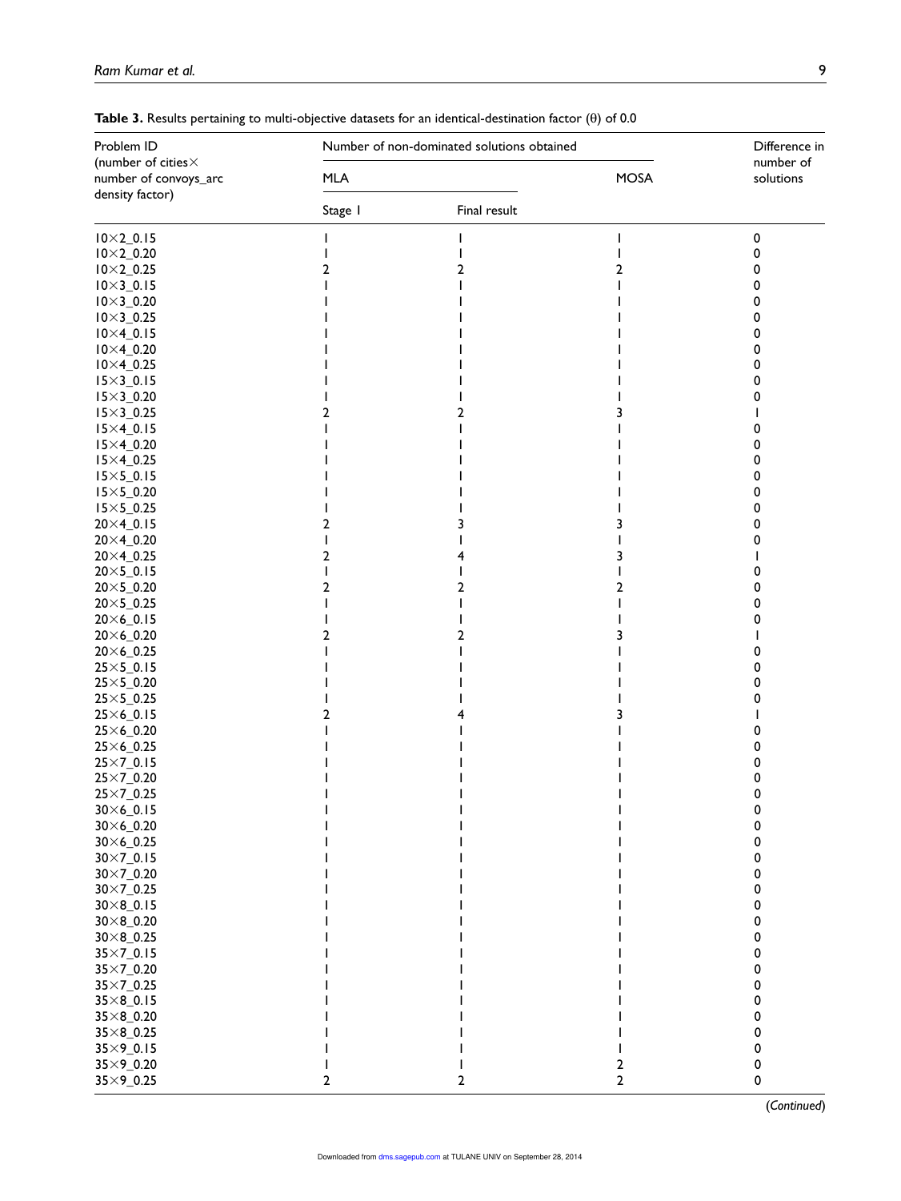**Table 3.** Results pertaining to multi-objective datasets for an identical-destination factor (θ) of 0.0

| Problem ID (number of cities × number of convoys_arc density factor) | Number of non-dominated solutions obtained | | | Difference in number of solutions |
|---|---|---|---|---|
| | MLA | | MOSA | |
| | Stage I | Final result | | |
| 10×2_0.15 | 1 | 1 | 1 | 0 |
| 10×2_0.20 | 1 | 1 | 1 | 0 |
| 10×2_0.25 | 2 | 2 | 2 | 0 |
| 10×3_0.15 | 1 | 1 | 1 | 0 |
| 10×3_0.20 | 1 | 1 | 1 | 0 |
| 10×3_0.25 | 1 | 1 | 1 | 0 |
| 10×4_0.15 | 1 | 1 | 1 | 0 |
| 10×4_0.20 | 1 | 1 | 1 | 0 |
| 10×4_0.25 | 1 | 1 | 1 | 0 |
| 15×3_0.15 | 1 | 1 | 1 | 0 |
| 15×3_0.20 | 1 | 1 | 1 | 0 |
| 15×3_0.25 | 2 | 2 | 3 | 1 |
| 15×4_0.15 | 1 | 1 | 1 | 0 |
| 15×4_0.20 | 1 | 1 | 1 | 0 |
| 15×4_0.25 | 1 | 1 | 1 | 0 |
| 15×5_0.15 | 1 | 1 | 1 | 0 |
| 15×5_0.20 | 1 | 1 | 1 | 0 |
| 15×5_0.25 | 1 | 1 | 1 | 0 |
| 20×4_0.15 | 2 | 3 | 3 | 0 |
| 20×4_0.20 | 1 | 1 | 1 | 0 |
| 20×4_0.25 | 2 | 4 | 3 | 1 |
| 20×5_0.15 | 1 | 1 | 1 | 0 |
| 20×5_0.20 | 2 | 2 | 2 | 0 |
| 20×5_0.25 | 1 | 1 | 1 | 0 |
| 20×6_0.15 | 1 | 1 | 1 | 0 |
| 20×6_0.20 | 2 | 2 | 3 | 1 |
| 20×6_0.25 | 1 | 1 | 1 | 0 |
| 25×5_0.15 | 1 | 1 | 1 | 0 |
| 25×5_0.20 | 1 | 1 | 1 | 0 |
| 25×5_0.25 | 1 | 1 | 1 | 0 |
| 25×6_0.15 | 2 | 4 | 3 | 1 |
| 25×6_0.20 | 1 | 1 | 1 | 0 |
| 25×6_0.25 | 1 | 1 | 1 | 0 |
| 25×7_0.15 | 1 | 1 | 1 | 0 |
| 25×7_0.20 | 1 | 1 | 1 | 0 |
| 25×7_0.25 | 1 | 1 | 1 | 0 |
| 30×6_0.15 | 1 | 1 | 1 | 0 |
| 30×6_0.20 | 1 | 1 | 1 | 0 |
| 30×6_0.25 | 1 | 1 | 1 | 0 |
| 30×7_0.15 | 1 | 1 | 1 | 0 |
| 30×7_0.20 | 1 | 1 | 1 | 0 |
| 30×7_0.25 | 1 | 1 | 1 | 0 |
| 30×8_0.15 | 1 | 1 | 1 | 0 |
| 30×8_0.20 | 1 | 1 | 1 | 0 |
| 30×8_0.25 | 1 | 1 | 1 | 0 |
| 35×7_0.15 | 1 | 1 | 1 | 0 |
| 35×7_0.20 | 1 | 1 | 1 | 0 |
| 35×7_0.25 | 1 | 1 | 1 | 0 |
| 35×8_0.15 | 1 | 1 | 1 | 0 |
| 35×8_0.20 | 1 | 1 | 1 | 0 |
| 35×8_0.25 | 1 | 1 | 1 | 0 |
| 35×9_0.15 | 1 | 1 | 1 | 0 |
| 35×9_0.20 | 1 | 1 | 2 | 0 |
| 35×9_0.25 | 2 | 2 | 2 | 0 |

(*Continued*)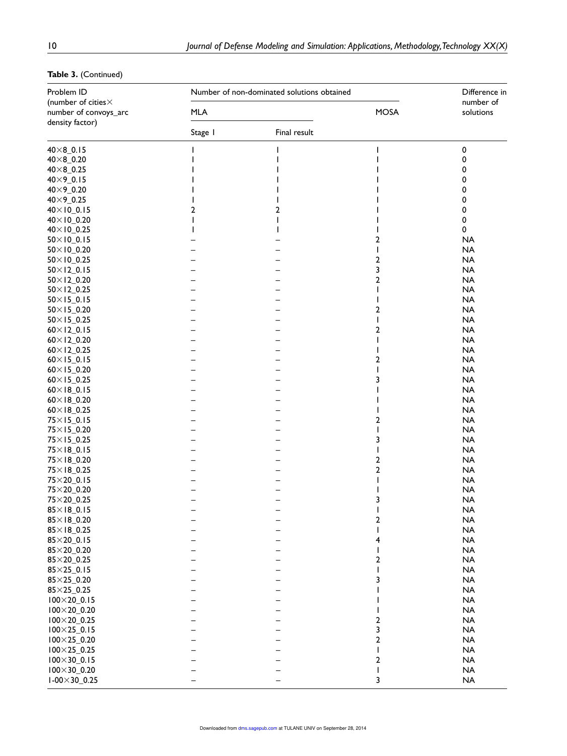**Table 3.** (Continued)

| Problem ID (number of cities× number of convoys_arc density factor) | Number of non-dominated solutions obtained | | | Difference in number of solutions |
|---|---|---|---|---|
| | MLA | | MOSA | |
| | Stage 1 | Final result | | |
| 40×8_0.15 | 1 | 1 | 1 | 0 |
| 40×8_0.20 | 1 | 1 | 1 | 0 |
| 40×8_0.25 | 1 | 1 | 1 | 0 |
| 40×9_0.15 | 1 | 1 | 1 | 0 |
| 40×9_0.20 | 1 | 1 | 1 | 0 |
| 40×9_0.25 | 1 | 1 | 1 | 0 |
| 40×10_0.15 | 2 | 2 | 1 | 0 |
| 40×10_0.20 | 1 | 1 | 1 | 0 |
| 40×10_0.25 | 1 | 1 | 1 | 0 |
| 50×10_0.15 | – | – | 2 | NA |
| 50×10_0.20 | – | – | 1 | NA |
| 50×10_0.25 | – | – | 2 | NA |
| 50×12_0.15 | – | – | 3 | NA |
| 50×12_0.20 | – | – | 2 | NA |
| 50×12_0.25 | – | – | 1 | NA |
| 50×15_0.15 | – | – | 1 | NA |
| 50×15_0.20 | – | – | 2 | NA |
| 50×15_0.25 | – | – | 1 | NA |
| 60×12_0.15 | – | – | 2 | NA |
| 60×12_0.20 | – | – | 1 | NA |
| 60×12_0.25 | – | – | 1 | NA |
| 60×15_0.15 | – | – | 2 | NA |
| 60×15_0.20 | – | – | 1 | NA |
| 60×15_0.25 | – | – | 3 | NA |
| 60×18_0.15 | – | – | 1 | NA |
| 60×18_0.20 | – | – | 1 | NA |
| 60×18_0.25 | – | – | 1 | NA |
| 75×15_0.15 | – | – | 2 | NA |
| 75×15_0.20 | – | – | 1 | NA |
| 75×15_0.25 | – | – | 3 | NA |
| 75×18_0.15 | – | – | 1 | NA |
| 75×18_0.20 | – | – | 2 | NA |
| 75×18_0.25 | – | – | 2 | NA |
| 75×20_0.15 | – | – | 1 | NA |
| 75×20_0.20 | – | – | 1 | NA |
| 75×20_0.25 | – | – | 3 | NA |
| 85×18_0.15 | – | – | 1 | NA |
| 85×18_0.20 | – | – | 2 | NA |
| 85×18_0.25 | – | – | 1 | NA |
| 85×20_0.15 | – | – | 4 | NA |
| 85×20_0.20 | – | – | 1 | NA |
| 85×20_0.25 | – | – | 2 | NA |
| 85×25_0.15 | – | – | 1 | NA |
| 85×25_0.20 | – | – | 3 | NA |
| 85×25_0.25 | – | – | 1 | NA |
| 100×20_0.15 | – | – | 1 | NA |
| 100×20_0.20 | – | – | 1 | NA |
| 100×20_0.25 | – | – | 2 | NA |
| 100×25_0.15 | – | – | 3 | NA |
| 100×25_0.20 | – | – | 2 | NA |
| 100×25_0.25 | – | – | 1 | NA |
| 100×30_0.15 | – | – | 2 | NA |
| 100×30_0.20 | – | – | 1 | NA |
| 1-00×30_0.25 | – | – | 3 | NA |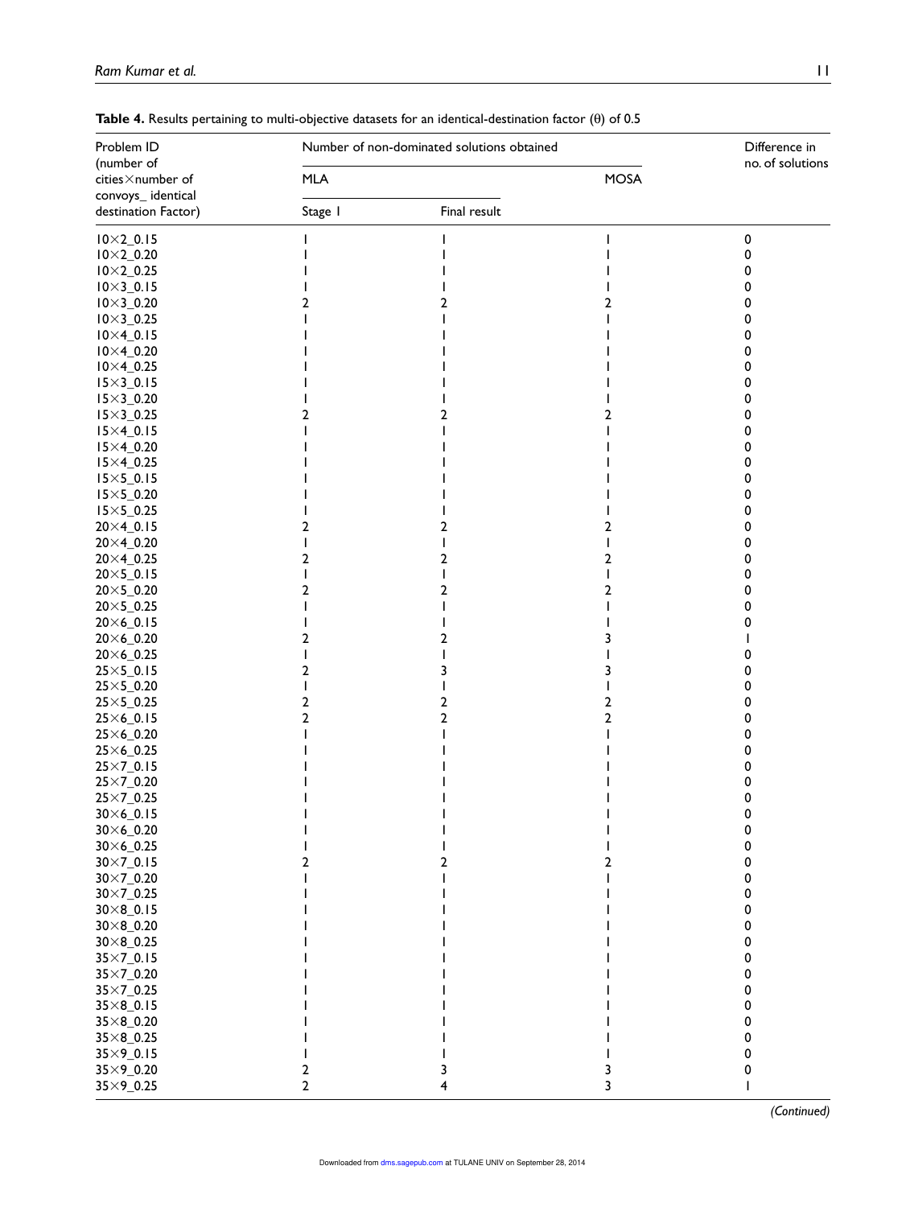**Table 4.** Results pertaining to multi-objective datasets for an identical-destination factor (θ) of 0.5

| Problem ID (number of cities×number of convoys_ identical destination Factor) | Number of non-dominated solutions obtained | | | Difference in no. of solutions |
|---|---|---|---|---|
| | MLA | | MOSA | |
| | Stage 1 | Final result | | |
| 10×2_0.15 | 1 | 1 | 1 | 0 |
| 10×2_0.20 | 1 | 1 | 1 | 0 |
| 10×2_0.25 | 1 | 1 | 1 | 0 |
| 10×3_0.15 | 1 | 1 | 1 | 0 |
| 10×3_0.20 | 2 | 2 | 2 | 0 |
| 10×3_0.25 | 1 | 1 | 1 | 0 |
| 10×4_0.15 | 1 | 1 | 1 | 0 |
| 10×4_0.20 | 1 | 1 | 1 | 0 |
| 10×4_0.25 | 1 | 1 | 1 | 0 |
| 15×3_0.15 | 1 | 1 | 1 | 0 |
| 15×3_0.20 | 1 | 1 | 1 | 0 |
| 15×3_0.25 | 2 | 2 | 2 | 0 |
| 15×4_0.15 | 1 | 1 | 1 | 0 |
| 15×4_0.20 | 1 | 1 | 1 | 0 |
| 15×4_0.25 | 1 | 1 | 1 | 0 |
| 15×5_0.15 | 1 | 1 | 1 | 0 |
| 15×5_0.20 | 1 | 1 | 1 | 0 |
| 15×5_0.25 | 1 | 1 | 1 | 0 |
| 20×4_0.15 | 2 | 2 | 2 | 0 |
| 20×4_0.20 | 1 | 1 | 1 | 0 |
| 20×4_0.25 | 2 | 2 | 2 | 0 |
| 20×5_0.15 | 1 | 1 | 1 | 0 |
| 20×5_0.20 | 2 | 2 | 2 | 0 |
| 20×5_0.25 | 1 | 1 | 1 | 0 |
| 20×6_0.15 | 1 | 1 | 1 | 0 |
| 20×6_0.20 | 2 | 2 | 3 | 1 |
| 20×6_0.25 | 1 | 1 | 1 | 0 |
| 25×5_0.15 | 2 | 3 | 3 | 0 |
| 25×5_0.20 | 1 | 1 | 1 | 0 |
| 25×5_0.25 | 2 | 2 | 2 | 0 |
| 25×6_0.15 | 2 | 2 | 2 | 0 |
| 25×6_0.20 | 1 | 1 | 1 | 0 |
| 25×6_0.25 | 1 | 1 | 1 | 0 |
| 25×7_0.15 | 1 | 1 | 1 | 0 |
| 25×7_0.20 | 1 | 1 | 1 | 0 |
| 25×7_0.25 | 1 | 1 | 1 | 0 |
| 30×6_0.15 | 1 | 1 | 1 | 0 |
| 30×6_0.20 | 1 | 1 | 1 | 0 |
| 30×6_0.25 | 1 | 1 | 1 | 0 |
| 30×7_0.15 | 2 | 2 | 2 | 0 |
| 30×7_0.20 | 1 | 1 | 1 | 0 |
| 30×7_0.25 | 1 | 1 | 1 | 0 |
| 30×8_0.15 | 1 | 1 | 1 | 0 |
| 30×8_0.20 | 1 | 1 | 1 | 0 |
| 30×8_0.25 | 1 | 1 | 1 | 0 |
| 35×7_0.15 | 1 | 1 | 1 | 0 |
| 35×7_0.20 | 1 | 1 | 1 | 0 |
| 35×7_0.25 | 1 | 1 | 1 | 0 |
| 35×8_0.15 | 1 | 1 | 1 | 0 |
| 35×8_0.20 | 1 | 1 | 1 | 0 |
| 35×8_0.25 | 1 | 1 | 1 | 0 |
| 35×9_0.15 | 1 | 1 | 1 | 0 |
| 35×9_0.20 | 2 | 3 | 3 | 0 |
| 35×9_0.25 | 2 | 4 | 3 | 1 |

*(Continued)*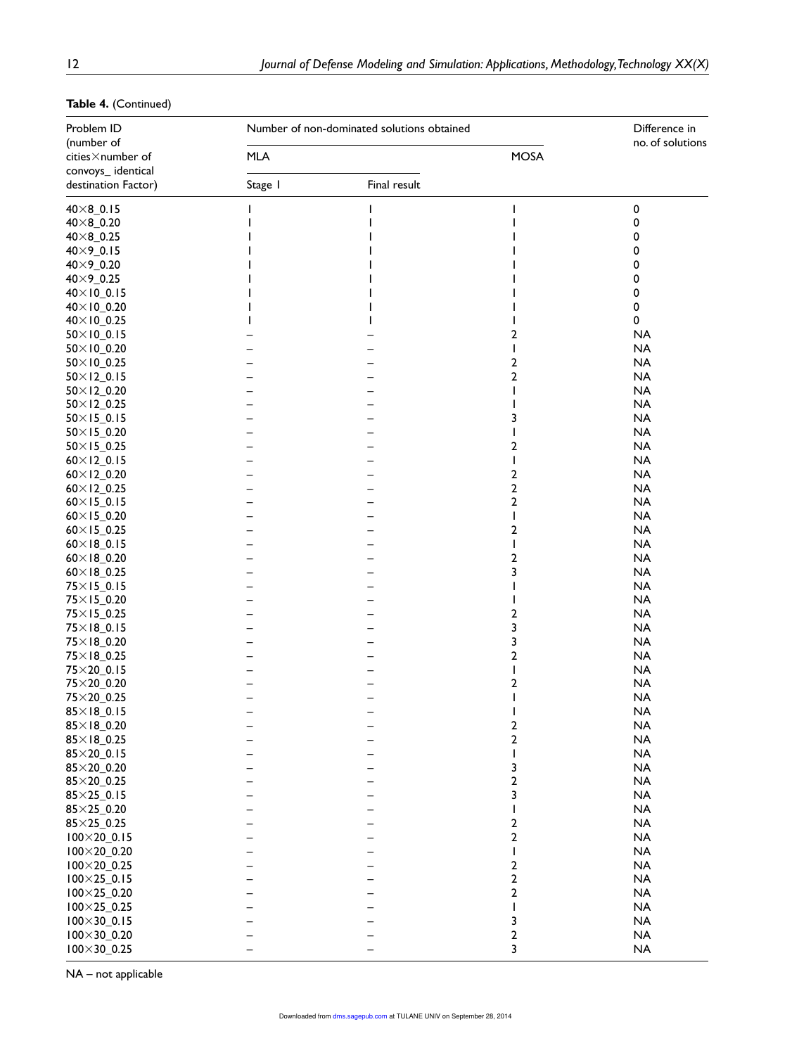**Table 4.** (Continued)

| Problem ID (number of cities×number of convoys_ identical destination Factor) | Number of non-dominated solutions obtained | | | Difference in no. of solutions |
|---|---|---|---|---|
| | MLA | | MOSA | |
| | Stage 1 | Final result | | |
| 40×8_0.15 | 1 | 1 | 1 | 0 |
| 40×8_0.20 | 1 | 1 | 1 | 0 |
| 40×8_0.25 | 1 | 1 | 1 | 0 |
| 40×9_0.15 | 1 | 1 | 1 | 0 |
| 40×9_0.20 | 1 | 1 | 1 | 0 |
| 40×9_0.25 | 1 | 1 | 1 | 0 |
| 40×10_0.15 | 1 | 1 | 1 | 0 |
| 40×10_0.20 | 1 | 1 | 1 | 0 |
| 40×10_0.25 | 1 | 1 | 1 | 0 |
| 50×10_0.15 | – | – | 2 | NA |
| 50×10_0.20 | – | – | 1 | NA |
| 50×10_0.25 | – | – | 2 | NA |
| 50×12_0.15 | – | – | 2 | NA |
| 50×12_0.20 | – | – | 1 | NA |
| 50×12_0.25 | – | – | 1 | NA |
| 50×15_0.15 | – | – | 3 | NA |
| 50×15_0.20 | – | – | 1 | NA |
| 50×15_0.25 | – | – | 2 | NA |
| 60×12_0.15 | – | – | 1 | NA |
| 60×12_0.20 | – | – | 2 | NA |
| 60×12_0.25 | – | – | 2 | NA |
| 60×15_0.15 | – | – | 2 | NA |
| 60×15_0.20 | – | – | 1 | NA |
| 60×15_0.25 | – | – | 2 | NA |
| 60×18_0.15 | – | – | 1 | NA |
| 60×18_0.20 | – | – | 2 | NA |
| 60×18_0.25 | – | – | 3 | NA |
| 75×15_0.15 | – | – | 1 | NA |
| 75×15_0.20 | – | – | 1 | NA |
| 75×15_0.25 | – | – | 2 | NA |
| 75×18_0.15 | – | – | 3 | NA |
| 75×18_0.20 | – | – | 3 | NA |
| 75×18_0.25 | – | – | 2 | NA |
| 75×20_0.15 | – | – | 1 | NA |
| 75×20_0.20 | – | – | 2 | NA |
| 75×20_0.25 | – | – | 1 | NA |
| 85×18_0.15 | – | – | 1 | NA |
| 85×18_0.20 | – | – | 2 | NA |
| 85×18_0.25 | – | – | 2 | NA |
| 85×20_0.15 | – | – | 1 | NA |
| 85×20_0.20 | – | – | 3 | NA |
| 85×20_0.25 | – | – | 2 | NA |
| 85×25_0.15 | – | – | 3 | NA |
| 85×25_0.20 | – | – | 1 | NA |
| 85×25_0.25 | – | – | 2 | NA |
| 100×20_0.15 | – | – | 2 | NA |
| 100×20_0.20 | – | – | 1 | NA |
| 100×20_0.25 | – | – | 2 | NA |
| 100×25_0.15 | – | – | 2 | NA |
| 100×25_0.20 | – | – | 2 | NA |
| 100×25_0.25 | – | – | 1 | NA |
| 100×30_0.15 | – | – | 3 | NA |
| 100×30_0.20 | – | – | 2 | NA |
| 100×30_0.25 | – | – | 3 | NA |

NA – not applicable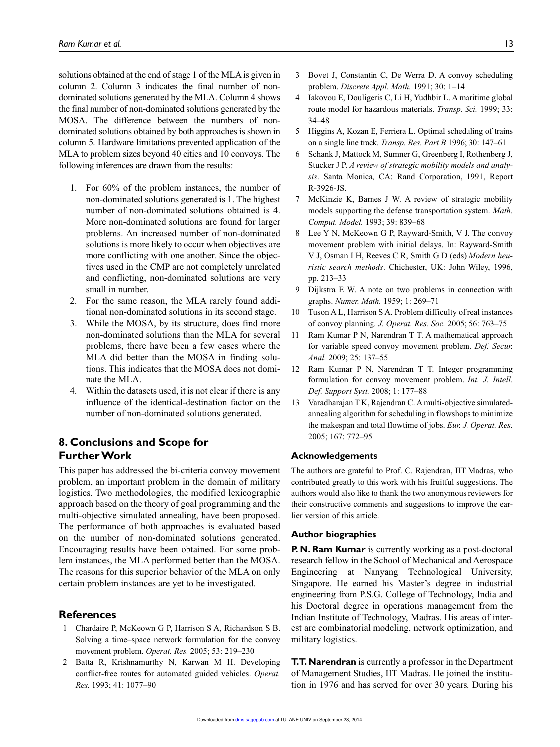solutions obtained at the end of stage 1 of the MLA is given in column 2. Column 3 indicates the final number of non-dominated solutions generated by the MLA. Column 4 shows the final number of non-dominated solutions generated by the MOSA. The difference between the numbers of non-dominated solutions obtained by both approaches is shown in column 5. Hardware limitations prevented application of the MLA to problem sizes beyond 40 cities and 10 convoys. The following inferences are drawn from the results:

1. For 60% of the problem instances, the number of non-dominated solutions generated is 1. The highest number of non-dominated solutions obtained is 4. More non-dominated solutions are found for larger problems. An increased number of non-dominated solutions is more likely to occur when objectives are more conflicting with one another. Since the objectives used in the CMP are not completely unrelated and conflicting, non-dominated solutions are very small in number.
2. For the same reason, the MLA rarely found additional non-dominated solutions in its second stage.
3. While the MOSA, by its structure, does find more non-dominated solutions than the MLA for several problems, there have been a few cases where the MLA did better than the MOSA in finding solutions. This indicates that the MOSA does not dominate the MLA.
4. Within the datasets used, it is not clear if there is any influence of the identical-destination factor on the number of non-dominated solutions generated.

## 8. Conclusions and Scope for Further Work

This paper has addressed the bi-criteria convoy movement problem, an important problem in the domain of military logistics. Two methodologies, the modified lexicographic approach based on the theory of goal programming and the multi-objective simulated annealing, have been proposed. The performance of both approaches is evaluated based on the number of non-dominated solutions generated. Encouraging results have been obtained. For some problem instances, the MLA performed better than the MOSA. The reasons for this superior behavior of the MLA on only certain problem instances are yet to be investigated.

## References

1. Chardaire P, McKeown G P, Harrison S A, Richardson S B. Solving a time–space network formulation for the convoy movement problem. *Operat. Res.* 2005; 53: 219–230
2. Batta R, Krishnamurthy N, Karwan M H. Developing conflict-free routes for automated guided vehicles. *Operat. Res.* 1993; 41: 1077–90
3. Bovet J, Constantin C, De Werra D. A convoy scheduling problem. *Discrete Appl. Math.* 1991; 30: 1–14
4. Iakovou E, Douligeris C, Li H, Yudhbir L. A maritime global route model for hazardous materials. *Transp. Sci.* 1999; 33: 34–48
5. Higgins A, Kozan E, Ferriera L. Optimal scheduling of trains on a single line track. *Transp. Res. Part B* 1996; 30: 147–61
6. Schank J, Mattock M, Sumner G, Greenberg I, Rothenberg J, Stucker J P. *A review of strategic mobility models and analysis*. Santa Monica, CA: Rand Corporation, 1991, Report R-3926-JS.
7. McKinzie K, Barnes J W. A review of strategic mobility models supporting the defense transportation system. *Math. Comput. Model.* 1993; 39: 839–68
8. Lee Y N, McKeown G P, Rayward-Smith, V J. The convoy movement problem with initial delays. In: Rayward-Smith V J, Osman I H, Reeves C R, Smith G D (eds) *Modern heuristic search methods*. Chichester, UK: John Wiley, 1996, pp. 213–33
9. Dijkstra E W. A note on two problems in connection with graphs. *Numer. Math.* 1959; 1: 269–71
10. Tuson A L, Harrison S A. Problem difficulty of real instances of convoy planning. *J. Operat. Res. Soc.* 2005; 56: 763–75
11. Ram Kumar P N, Narendran T T. A mathematical approach for variable speed convoy movement problem. *Def. Secur. Anal.* 2009; 25: 137–55
12. Ram Kumar P N, Narendran T T. Integer programming formulation for convoy movement problem. *Int. J. Intell. Def. Support Syst.* 2008; 1: 177–88
13. Varadharajan T K, Rajendran C. A multi-objective simulated-annealing algorithm for scheduling in flowshops to minimize the makespan and total flowtime of jobs. *Eur. J. Operat. Res.* 2005; 167: 772–95

### Acknowledgements

The authors are grateful to Prof. C. Rajendran, IIT Madras, who contributed greatly to this work with his fruitful suggestions. The authors would also like to thank the two anonymous reviewers for their constructive comments and suggestions to improve the earlier version of this article.

### Author biographies

**P. N. Ram Kumar** is currently working as a post-doctoral research fellow in the School of Mechanical and Aerospace Engineering at Nanyang Technological University, Singapore. He earned his Master's degree in industrial engineering from P.S.G. College of Technology, India and his Doctoral degree in operations management from the Indian Institute of Technology, Madras. His areas of interest are combinatorial modeling, network optimization, and military logistics.

**T. T. Narendran** is currently a professor in the Department of Management Studies, IIT Madras. He joined the institution in 1976 and has served for over 30 years. During his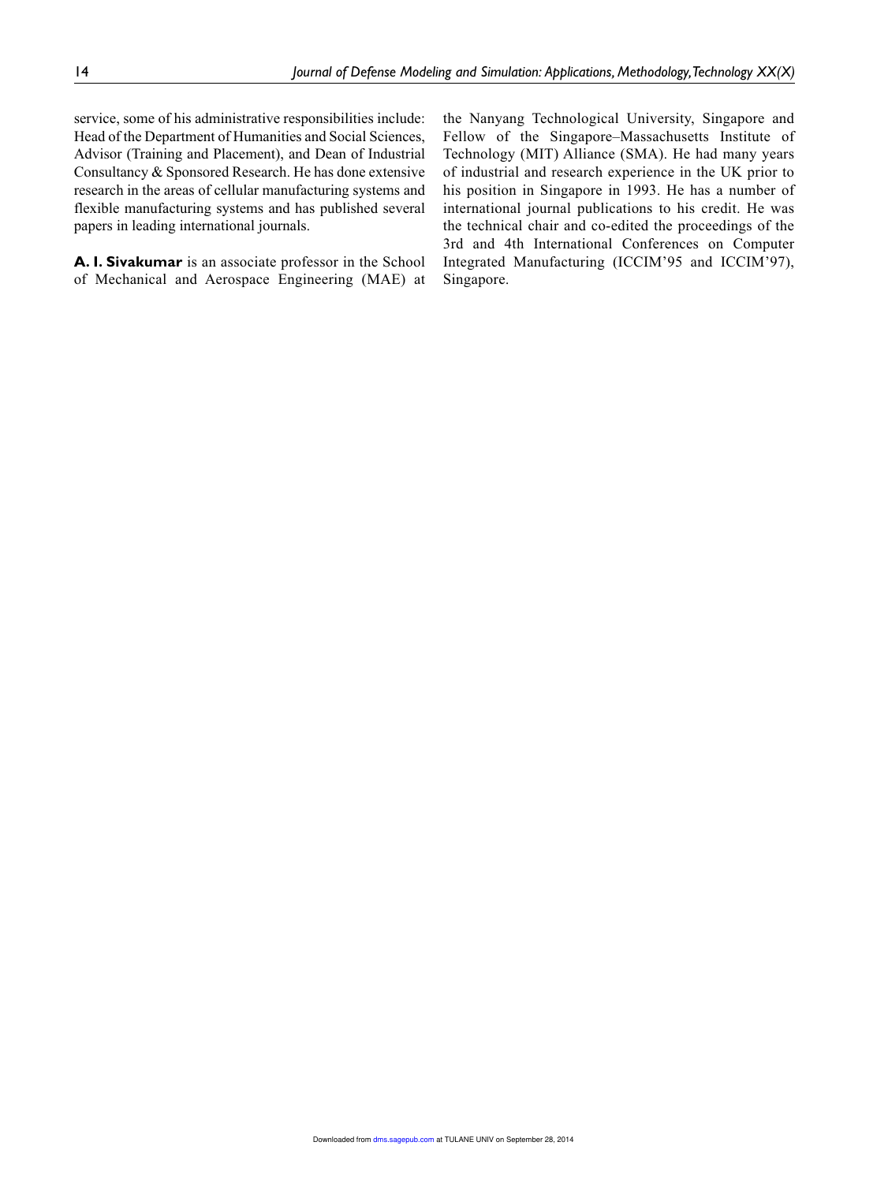service, some of his administrative responsibilities include: Head of the Department of Humanities and Social Sciences, Advisor (Training and Placement), and Dean of Industrial Consultancy & Sponsored Research. He has done extensive research in the areas of cellular manufacturing systems and flexible manufacturing systems and has published several papers in leading international journals.

**A. I. Sivakumar** is an associate professor in the School of Mechanical and Aerospace Engineering (MAE) at the Nanyang Technological University, Singapore and Fellow of the Singapore–Massachusetts Institute of Technology (MIT) Alliance (SMA). He had many years of industrial and research experience in the UK prior to his position in Singapore in 1993. He has a number of international journal publications to his credit. He was the technical chair and co-edited the proceedings of the 3rd and 4th International Conferences on Computer Integrated Manufacturing (ICCIM'95 and ICCIM'97), Singapore.